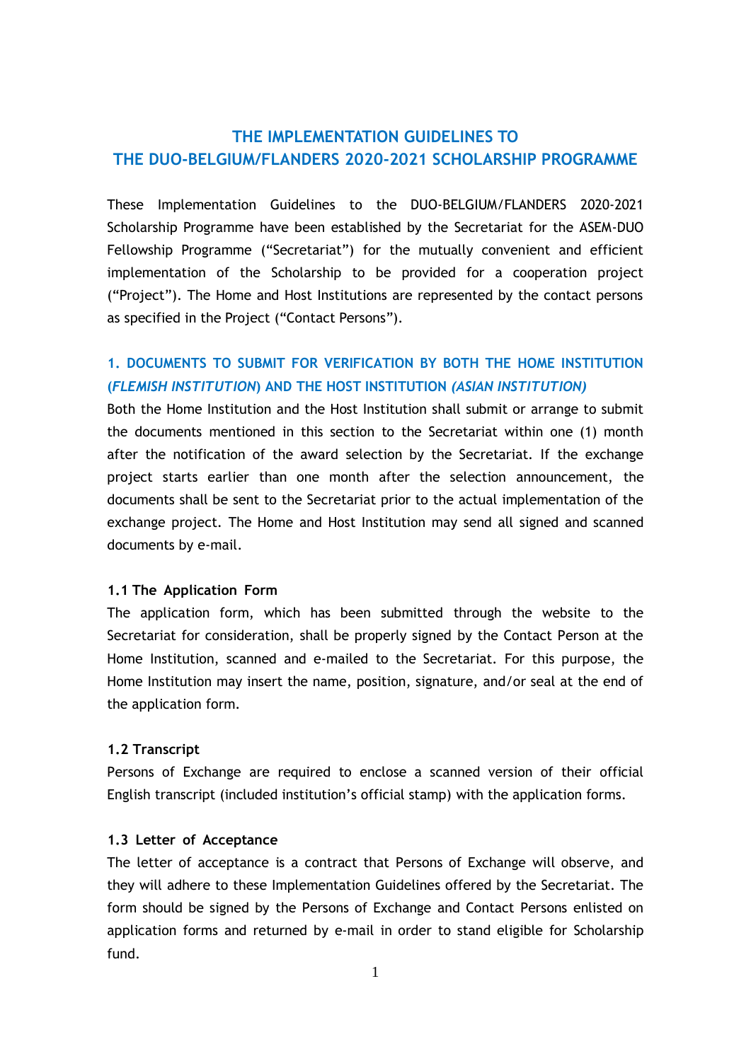# THE IMPLEMENTATION GUIDELINES TO THE DUO-BELGIUM/FLANDERS 2020-2021 SCHOLARSHIP PROGRAMME

These Implementation Guidelines to the DUO-BELGIUM/FLANDERS 2020-2021 Scholarship Programme have been established by the Secretariat for the ASEM-DUO Fellowship Programme ("Secretariat") for the mutually convenient and efficient implementation of the Scholarship to be provided for a cooperation project ("Project"). The Home and Host Institutions are represented by the contact persons as specified in the Project ("Contact Persons").

## 1. DOCUMENTS TO SUBMIT FOR VERIFICATION BY BOTH THE HOME INSTITUTION (*FLEMISH INSTITUTION*) AND THE HOST INSTITUTION *(ASIAN INSTITUTION)*

Both the Home Institution and the Host Institution shall submit or arrange to submit the documents mentioned in this section to the Secretariat within one (1) month after the notification of the award selection by the Secretariat. If the exchange project starts earlier than one month after the selection announcement, the documents shall be sent to the Secretariat prior to the actual implementation of the exchange project. The Home and Host Institution may send all signed and scanned documents by e-mail.

### 1.1 The Application Form

The application form, which has been submitted through the website to the Secretariat for consideration, shall be properly signed by the Contact Person at the Home Institution, scanned and e-mailed to the Secretariat. For this purpose, the Home Institution may insert the name, position, signature, and/or seal at the end of the application form.

### 1.2 Transcript

Persons of Exchange are required to enclose a scanned version of their official English transcript (included institution's official stamp) with the application forms.

### 1.3 Letter of Acceptance

The letter of acceptance is a contract that Persons of Exchange will observe, and they will adhere to these Implementation Guidelines offered by the Secretariat. The form should be signed by the Persons of Exchange and Contact Persons enlisted on application forms and returned by e-mail in order to stand eligible for Scholarship fund.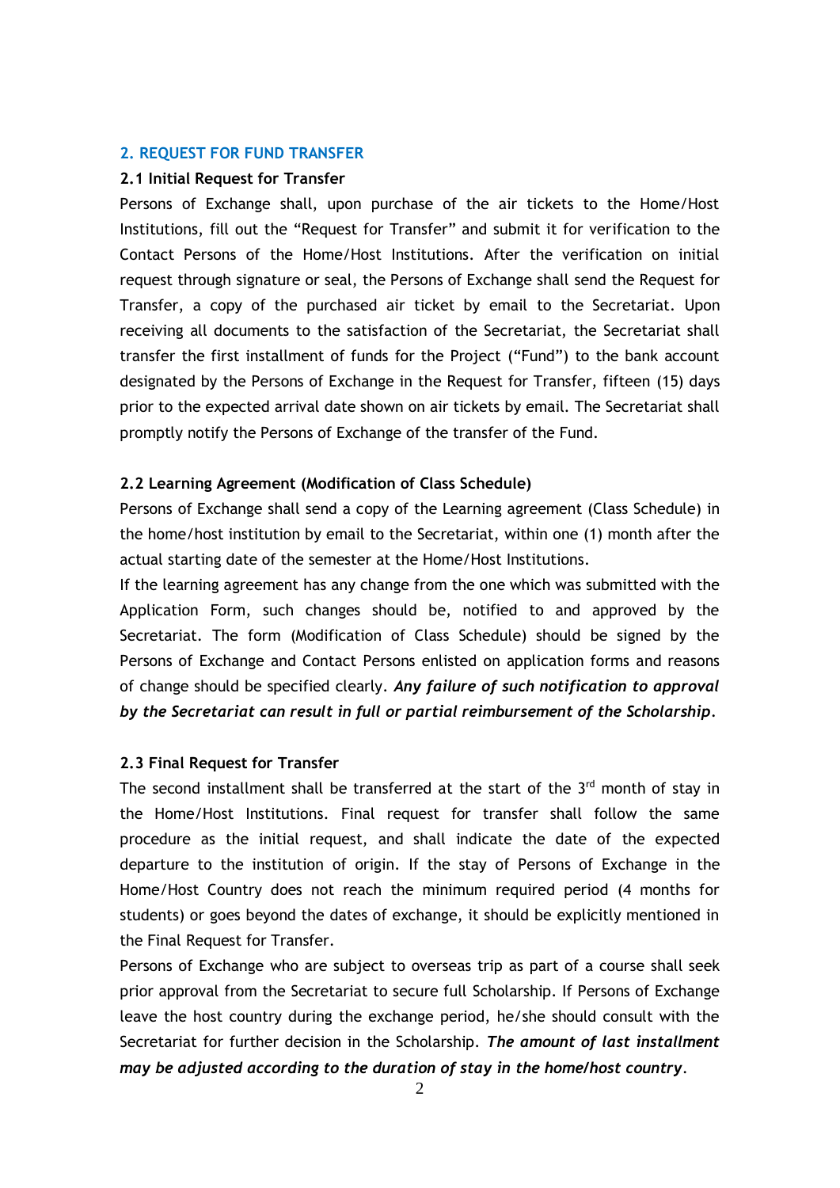## 2. REQUEST FOR FUND TRANSFER

### 2.1 Initial Request for Transfer

Persons of Exchange shall, upon purchase of the air tickets to the Home/Host Institutions, fill out the "Request for Transfer" and submit it for verification to the Contact Persons of the Home/Host Institutions. After the verification on initial request through signature or seal, the Persons of Exchange shall send the Request for Transfer, a copy of the purchased air ticket by email to the Secretariat. Upon receiving all documents to the satisfaction of the Secretariat, the Secretariat shall transfer the first installment of funds for the Project ("Fund") to the bank account designated by the Persons of Exchange in the Request for Transfer, fifteen (15) days prior to the expected arrival date shown on air tickets by email. The Secretariat shall promptly notify the Persons of Exchange of the transfer of the Fund.

### 2.2 Learning Agreement (Modification of Class Schedule)

Persons of Exchange shall send a copy of the Learning agreement (Class Schedule) in the home/host institution by email to the Secretariat, within one (1) month after the actual starting date of the semester at the Home/Host Institutions.

If the learning agreement has any change from the one which was submitted with the Application Form, such changes should be, notified to and approved by the Secretariat. The form (Modification of Class Schedule) should be signed by the Persons of Exchange and Contact Persons enlisted on application forms and reasons of change should be specified clearly. ***Any failure of such notification to approval by the Secretariat can result in full or partial reimbursement of the Scholarship.***

### 2.3 Final Request for Transfer

The second installment shall be transferred at the start of the 3rd month of stay in the Home/Host Institutions. Final request for transfer shall follow the same procedure as the initial request, and shall indicate the date of the expected departure to the institution of origin. If the stay of Persons of Exchange in the Home/Host Country does not reach the minimum required period (4 months for students) or goes beyond the dates of exchange, it should be explicitly mentioned in the Final Request for Transfer.

Persons of Exchange who are subject to overseas trip as part of a course shall seek prior approval from the Secretariat to secure full Scholarship. If Persons of Exchange leave the host country during the exchange period, he/she should consult with the Secretariat for further decision in the Scholarship. ***The amount of last installment may be adjusted according to the duration of stay in the home/host country.***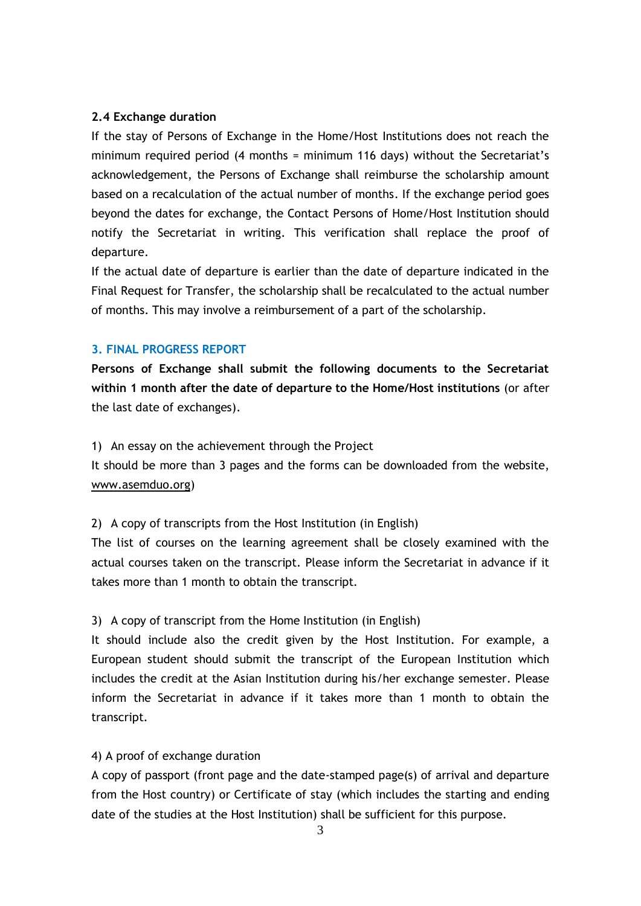**2.4 Exchange duration**

If the stay of Persons of Exchange in the Home/Host Institutions does not reach the minimum required period (4 months = minimum 116 days) without the Secretariat's acknowledgement, the Persons of Exchange shall reimburse the scholarship amount based on a recalculation of the actual number of months. If the exchange period goes beyond the dates for exchange, the Contact Persons of Home/Host Institution should notify the Secretariat in writing. This verification shall replace the proof of departure.

If the actual date of departure is earlier than the date of departure indicated in the Final Request for Transfer, the scholarship shall be recalculated to the actual number of months. This may involve a reimbursement of a part of the scholarship.

## 3. FINAL PROGRESS REPORT

**Persons of Exchange shall submit the following documents to the Secretariat within 1 month after the date of departure to the Home/Host institutions** (or after the last date of exchanges).

1) An essay on the achievement through the Project

It should be more than 3 pages and the forms can be downloaded from the website, www.asemduo.org)

2) A copy of transcripts from the Host Institution (in English)

The list of courses on the learning agreement shall be closely examined with the actual courses taken on the transcript. Please inform the Secretariat in advance if it takes more than 1 month to obtain the transcript.

3) A copy of transcript from the Home Institution (in English)

It should include also the credit given by the Host Institution. For example, a European student should submit the transcript of the European Institution which includes the credit at the Asian Institution during his/her exchange semester. Please inform the Secretariat in advance if it takes more than 1 month to obtain the transcript.

4) A proof of exchange duration

A copy of passport (front page and the date-stamped page(s) of arrival and departure from the Host country) or Certificate of stay (which includes the starting and ending date of the studies at the Host Institution) shall be sufficient for this purpose.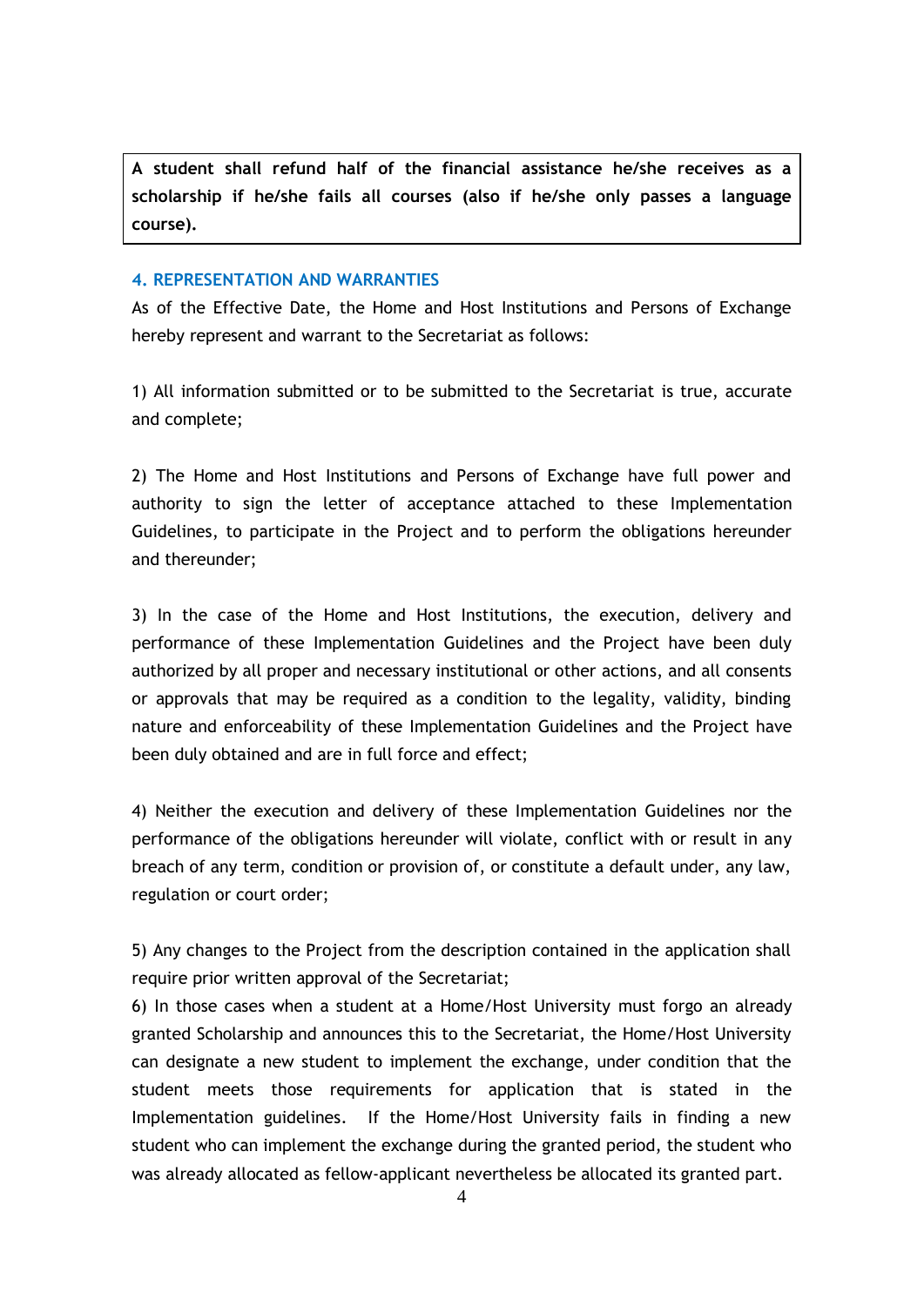**A student shall refund half of the financial assistance he/she receives as a scholarship if he/she fails all courses (also if he/she only passes a language course).**

### 4. REPRESENTATION AND WARRANTIES

As of the Effective Date, the Home and Host Institutions and Persons of Exchange hereby represent and warrant to the Secretariat as follows:

1) All information submitted or to be submitted to the Secretariat is true, accurate and complete;

2) The Home and Host Institutions and Persons of Exchange have full power and authority to sign the letter of acceptance attached to these Implementation Guidelines, to participate in the Project and to perform the obligations hereunder and thereunder;

3) In the case of the Home and Host Institutions, the execution, delivery and performance of these Implementation Guidelines and the Project have been duly authorized by all proper and necessary institutional or other actions, and all consents or approvals that may be required as a condition to the legality, validity, binding nature and enforceability of these Implementation Guidelines and the Project have been duly obtained and are in full force and effect;

4) Neither the execution and delivery of these Implementation Guidelines nor the performance of the obligations hereunder will violate, conflict with or result in any breach of any term, condition or provision of, or constitute a default under, any law, regulation or court order;

5) Any changes to the Project from the description contained in the application shall require prior written approval of the Secretariat;

6) In those cases when a student at a Home/Host University must forgo an already granted Scholarship and announces this to the Secretariat, the Home/Host University can designate a new student to implement the exchange, under condition that the student meets those requirements for application that is stated in the Implementation guidelines. If the Home/Host University fails in finding a new student who can implement the exchange during the granted period, the student who was already allocated as fellow-applicant nevertheless be allocated its granted part.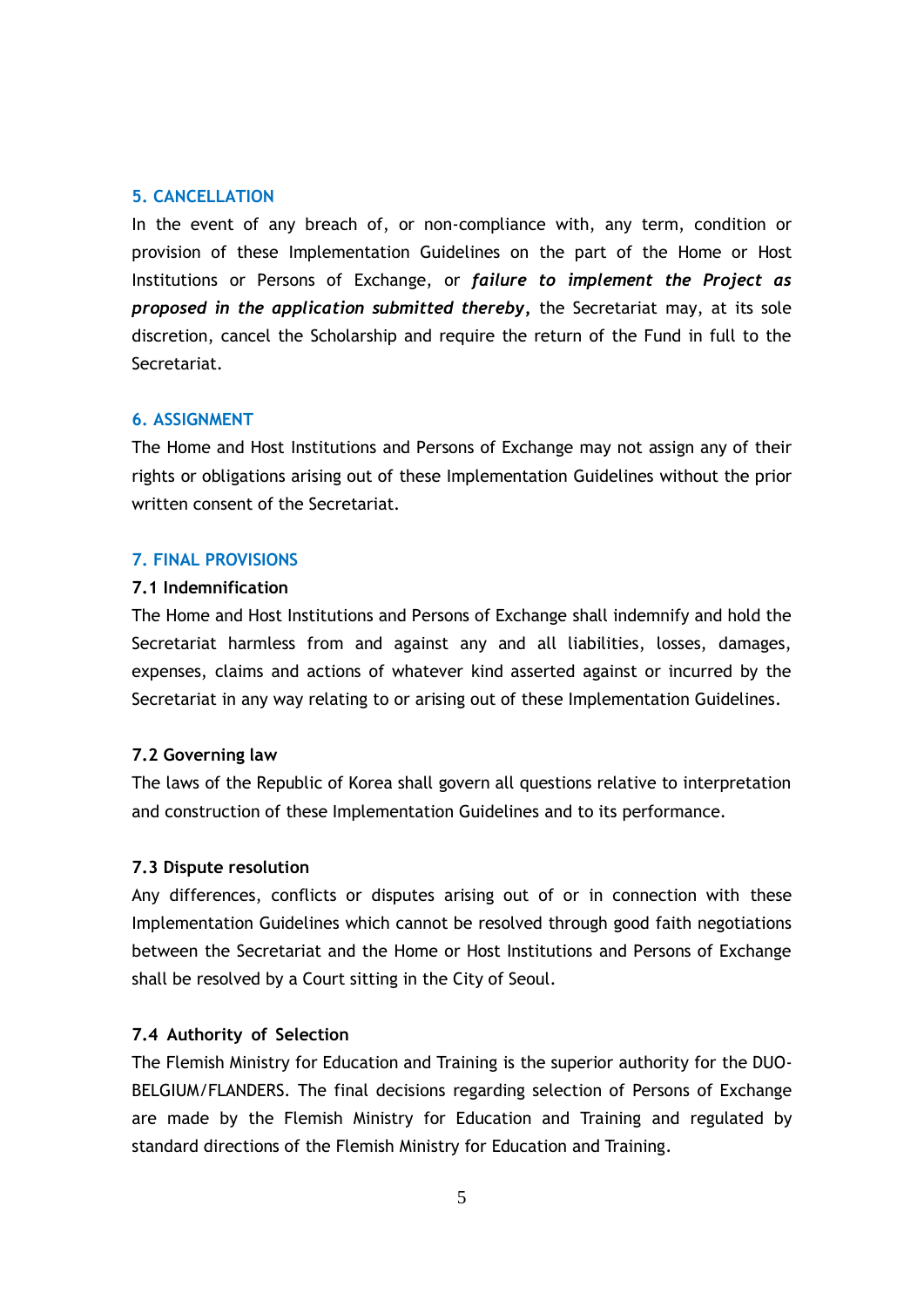## 5. CANCELLATION

In the event of any breach of, or non-compliance with, any term, condition or provision of these Implementation Guidelines on the part of the Home or Host Institutions or Persons of Exchange, or ***failure to implement the Project as proposed in the application submitted thereby,*** the Secretariat may, at its sole discretion, cancel the Scholarship and require the return of the Fund in full to the Secretariat.

## 6. ASSIGNMENT

The Home and Host Institutions and Persons of Exchange may not assign any of their rights or obligations arising out of these Implementation Guidelines without the prior written consent of the Secretariat.

## 7. FINAL PROVISIONS

### 7.1 Indemnification

The Home and Host Institutions and Persons of Exchange shall indemnify and hold the Secretariat harmless from and against any and all liabilities, losses, damages, expenses, claims and actions of whatever kind asserted against or incurred by the Secretariat in any way relating to or arising out of these Implementation Guidelines.

### 7.2 Governing law

The laws of the Republic of Korea shall govern all questions relative to interpretation and construction of these Implementation Guidelines and to its performance.

### 7.3 Dispute resolution

Any differences, conflicts or disputes arising out of or in connection with these Implementation Guidelines which cannot be resolved through good faith negotiations between the Secretariat and the Home or Host Institutions and Persons of Exchange shall be resolved by a Court sitting in the City of Seoul.

### 7.4 Authority of Selection

The Flemish Ministry for Education and Training is the superior authority for the DUO-BELGIUM/FLANDERS. The final decisions regarding selection of Persons of Exchange are made by the Flemish Ministry for Education and Training and regulated by standard directions of the Flemish Ministry for Education and Training.